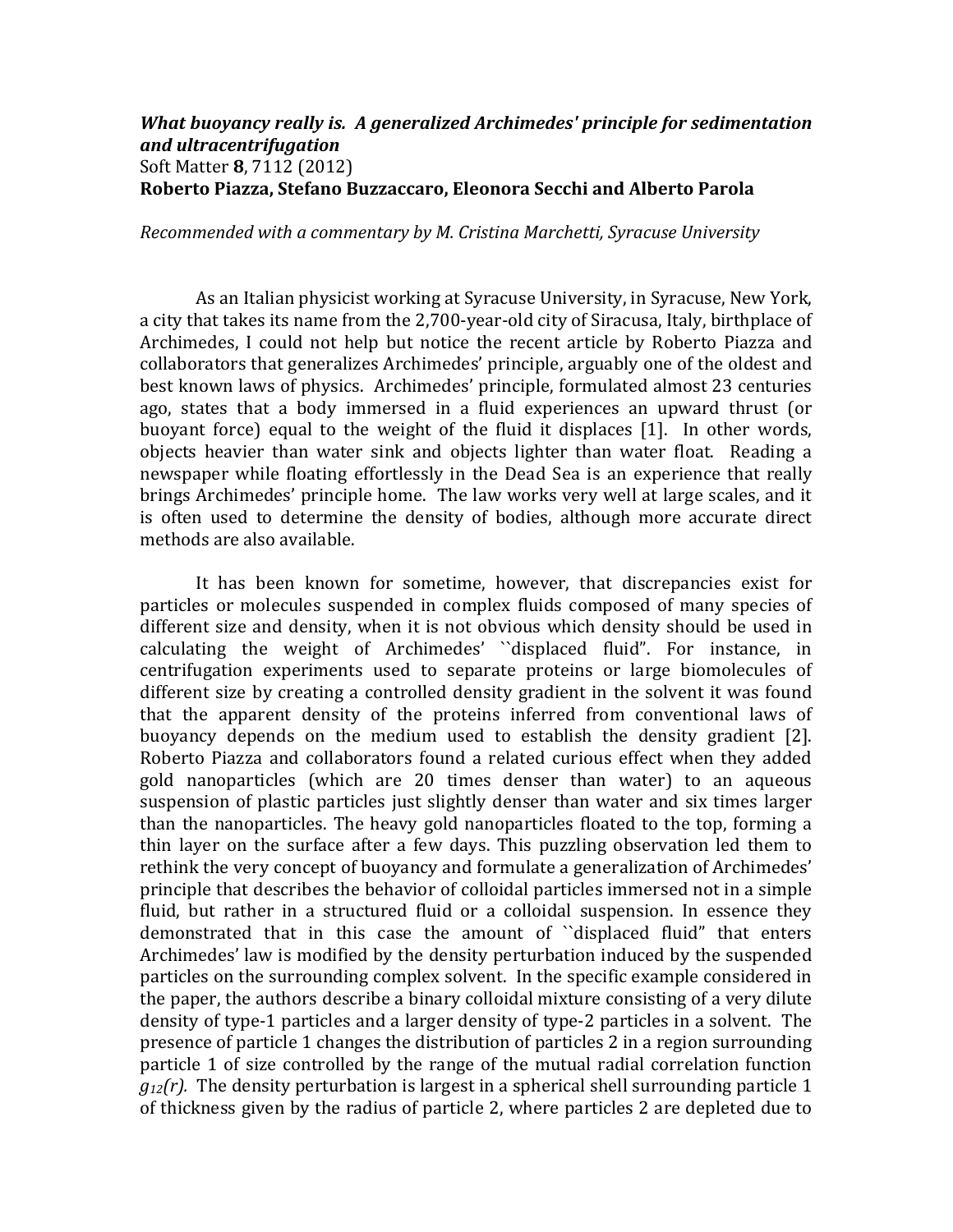***What buoyancy really is. A generalized Archimedes' principle for sedimentation and ultracentrifugation***
Soft Matter **8**, 7112 (2012)
**Roberto Piazza, Stefano Buzzaccaro, Eleonora Secchi and Alberto Parola**

*Recommended with a commentary by M. Cristina Marchetti, Syracuse University*

As an Italian physicist working at Syracuse University, in Syracuse, New York, a city that takes its name from the 2,700-year-old city of Siracusa, Italy, birthplace of Archimedes, I could not help but notice the recent article by Roberto Piazza and collaborators that generalizes Archimedes' principle, arguably one of the oldest and best known laws of physics. Archimedes' principle, formulated almost 23 centuries ago, states that a body immersed in a fluid experiences an upward thrust (or buoyant force) equal to the weight of the fluid it displaces [1]. In other words, objects heavier than water sink and objects lighter than water float. Reading a newspaper while floating effortlessly in the Dead Sea is an experience that really brings Archimedes' principle home. The law works very well at large scales, and it is often used to determine the density of bodies, although more accurate direct methods are also available.

It has been known for sometime, however, that discrepancies exist for particles or molecules suspended in complex fluids composed of many species of different size and density, when it is not obvious which density should be used in calculating the weight of Archimedes' ``displaced fluid". For instance, in centrifugation experiments used to separate proteins or large biomolecules of different size by creating a controlled density gradient in the solvent it was found that the apparent density of the proteins inferred from conventional laws of buoyancy depends on the medium used to establish the density gradient [2]. Roberto Piazza and collaborators found a related curious effect when they added gold nanoparticles (which are 20 times denser than water) to an aqueous suspension of plastic particles just slightly denser than water and six times larger than the nanoparticles. The heavy gold nanoparticles floated to the top, forming a thin layer on the surface after a few days. This puzzling observation led them to rethink the very concept of buoyancy and formulate a generalization of Archimedes' principle that describes the behavior of colloidal particles immersed not in a simple fluid, but rather in a structured fluid or a colloidal suspension. In essence they demonstrated that in this case the amount of ``displaced fluid" that enters Archimedes' law is modified by the density perturbation induced by the suspended particles on the surrounding complex solvent. In the specific example considered in the paper, the authors describe a binary colloidal mixture consisting of a very dilute density of type-1 particles and a larger density of type-2 particles in a solvent. The presence of particle 1 changes the distribution of particles 2 in a region surrounding particle 1 of size controlled by the range of the mutual radial correlation function $g_{12}(r)$. The density perturbation is largest in a spherical shell surrounding particle 1 of thickness given by the radius of particle 2, where particles 2 are depleted due to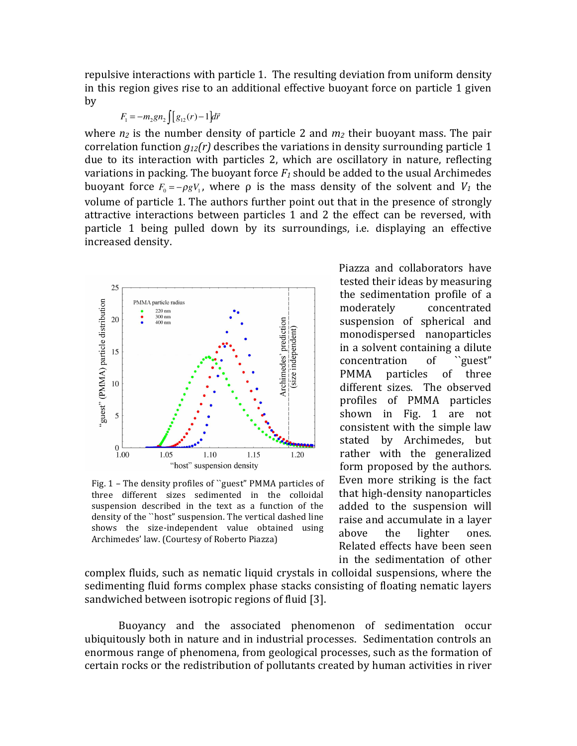repulsive interactions with particle 1. The resulting deviation from uniform density in this region gives rise to an additional effective buoyant force on particle 1 given by

$$F_1 = -m_2 g n_2 \int \left[ g_{12}(r) - 1 \right] d\vec{r}$$

where $n_2$ is the number density of particle 2 and $m_2$ their buoyant mass. The pair correlation function $g_{12}(r)$ describes the variations in density surrounding particle 1 due to its interaction with particles 2, which are oscillatory in nature, reflecting variations in packing. The buoyant force $F_1$ should be added to the usual Archimedes buoyant force $F_0 = -\rho g V_1$, where ρ is the mass density of the solvent and $V_1$ the volume of particle 1. The authors further point out that in the presence of strongly attractive interactions between particles 1 and 2 the effect can be reversed, with particle 1 being pulled down by its surroundings, i.e. displaying an effective increased density.

Piazza and collaborators have tested their ideas by measuring the sedimentation profile of a moderately concentrated suspension of spherical and monodispersed nanoparticles in a solvent containing a dilute concentration of ``guest" PMMA particles of three different sizes. The observed profiles of PMMA particles shown in Fig. 1 are not consistent with the simple law stated by Archimedes, but rather with the generalized form proposed by the authors. Even more striking is the fact that high-density nanoparticles added to the suspension will raise and accumulate in a layer above the lighter ones. Related effects have been seen in the sedimentation of other complex fluids, such as nematic liquid crystals in colloidal suspensions, where the sedimenting fluid forms complex phase stacks consisting of floating nematic layers sandwiched between isotropic regions of fluid [3].

Fig. 1 – The density profiles of ``guest" PMMA particles of three different sizes sedimented in the colloidal suspension described in the text as a function of the density of the ``host" suspension. The vertical dashed line shows the size-independent value obtained using Archimedes' law. (Courtesy of Roberto Piazza)

Buoyancy and the associated phenomenon of sedimentation occur ubiquitously both in nature and in industrial processes. Sedimentation controls an enormous range of phenomena, from geological processes, such as the formation of certain rocks or the redistribution of pollutants created by human activities in river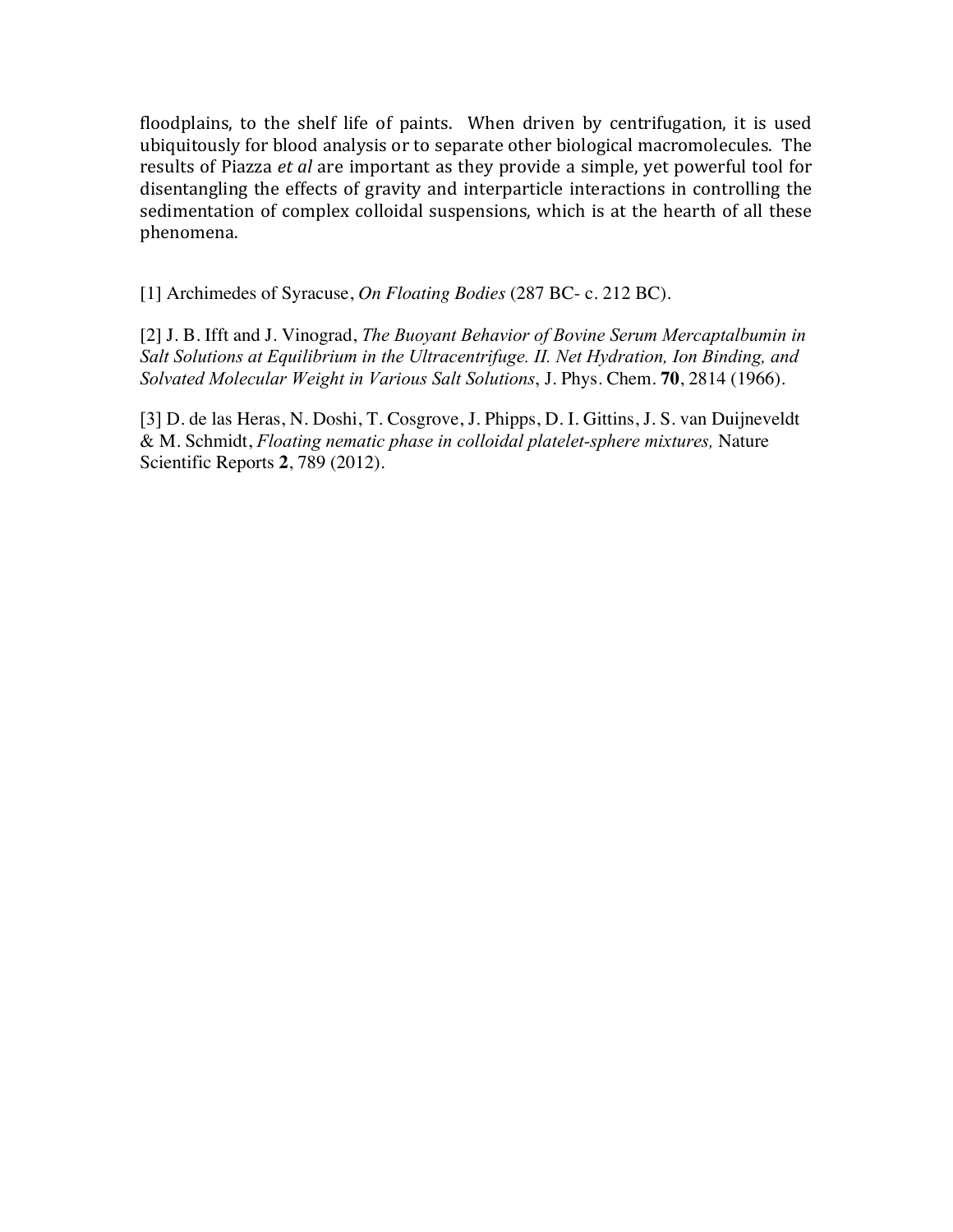floodplains, to the shelf life of paints. When driven by centrifugation, it is used ubiquitously for blood analysis or to separate other biological macromolecules. The results of Piazza *et al* are important as they provide a simple, yet powerful tool for disentangling the effects of gravity and interparticle interactions in controlling the sedimentation of complex colloidal suspensions, which is at the hearth of all these phenomena.

[1] Archimedes of Syracuse, *On Floating Bodies* (287 BC- c. 212 BC).

[2] J. B. Ifft and J. Vinograd, *The Buoyant Behavior of Bovine Serum Mercaptalbumin in Salt Solutions at Equilibrium in the Ultracentrifuge. II. Net Hydration, Ion Binding, and Solvated Molecular Weight in Various Salt Solutions*, J. Phys. Chem. **70**, 2814 (1966).

[3] D. de las Heras, N. Doshi, T. Cosgrove, J. Phipps, D. I. Gittins, J. S. van Duijneveldt & M. Schmidt, *Floating nematic phase in colloidal platelet-sphere mixtures,* Nature Scientific Reports **2**, 789 (2012).